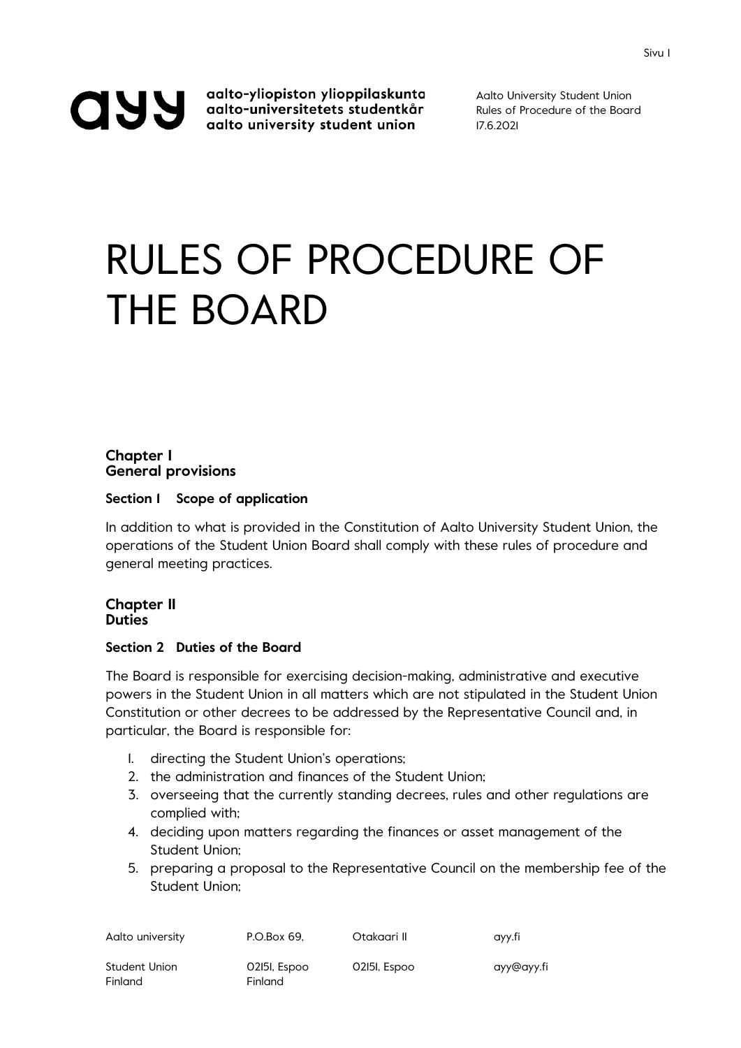# RULES OF PROCEDURE OF THE BOARD

## Chapter I
## General provisions

### Section 1 Scope of application

In addition to what is provided in the Constitution of Aalto University Student Union, the operations of the Student Union Board shall comply with these rules of procedure and general meeting practices.

## Chapter II
## Duties

### Section 2 Duties of the Board

The Board is responsible for exercising decision-making, administrative and executive powers in the Student Union in all matters which are not stipulated in the Student Union Constitution or other decrees to be addressed by the Representative Council and, in particular, the Board is responsible for:

1. directing the Student Union's operations;
2. the administration and finances of the Student Union;
3. overseeing that the currently standing decrees, rules and other regulations are complied with;
4. deciding upon matters regarding the finances or asset management of the Student Union;
5. preparing a proposal to the Representative Council on the membership fee of the Student Union;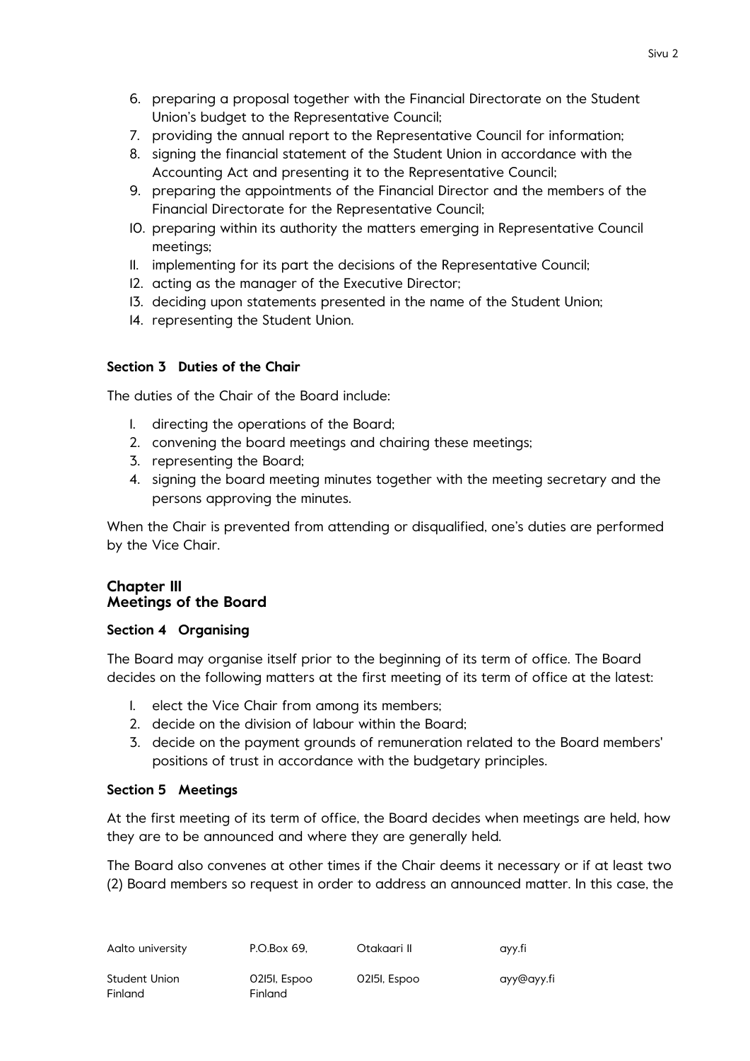6. preparing a proposal together with the Financial Directorate on the Student Union's budget to the Representative Council;
7. providing the annual report to the Representative Council for information;
8. signing the financial statement of the Student Union in accordance with the Accounting Act and presenting it to the Representative Council;
9. preparing the appointments of the Financial Director and the members of the Financial Directorate for the Representative Council;
10. preparing within its authority the matters emerging in Representative Council meetings;
11. implementing for its part the decisions of the Representative Council;
12. acting as the manager of the Executive Director;
13. deciding upon statements presented in the name of the Student Union;
14. representing the Student Union.

### Section 3 Duties of the Chair

The duties of the Chair of the Board include:

1. directing the operations of the Board;
2. convening the board meetings and chairing these meetings;
3. representing the Board;
4. signing the board meeting minutes together with the meeting secretary and the persons approving the minutes.

When the Chair is prevented from attending or disqualified, one's duties are performed by the Vice Chair.

## Chapter III
## Meetings of the Board

### Section 4 Organising

The Board may organise itself prior to the beginning of its term of office. The Board decides on the following matters at the first meeting of its term of office at the latest:

1. elect the Vice Chair from among its members;
2. decide on the division of labour within the Board;
3. decide on the payment grounds of remuneration related to the Board members' positions of trust in accordance with the budgetary principles.

### Section 5 Meetings

At the first meeting of its term of office, the Board decides when meetings are held, how they are to be announced and where they are generally held.

The Board also convenes at other times if the Chair deems it necessary or if at least two (2) Board members so request in order to address an announced matter. In this case, the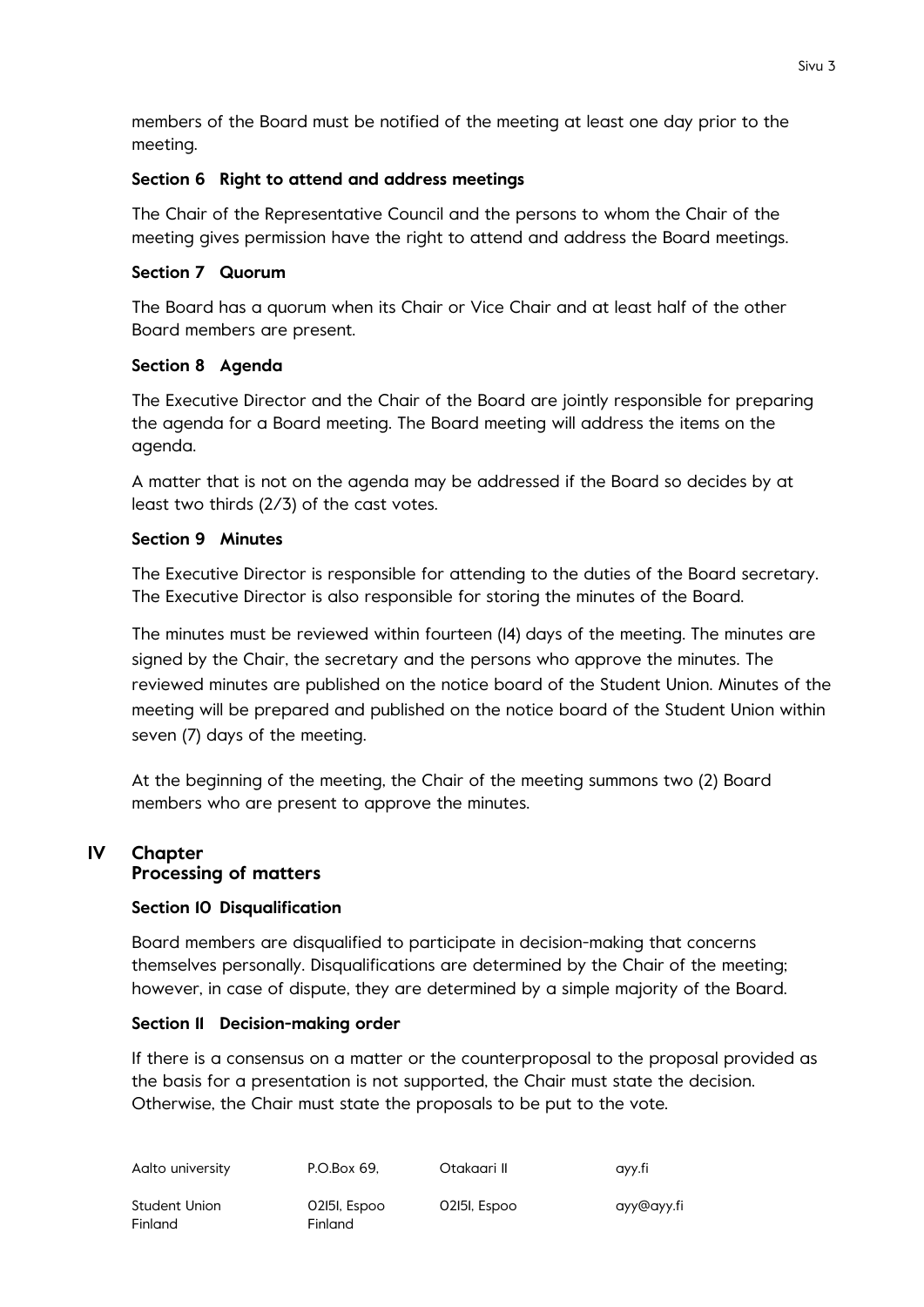members of the Board must be notified of the meeting at least one day prior to the meeting.

### Section 6 Right to attend and address meetings

The Chair of the Representative Council and the persons to whom the Chair of the meeting gives permission have the right to attend and address the Board meetings.

### Section 7 Quorum

The Board has a quorum when its Chair or Vice Chair and at least half of the other Board members are present.

### Section 8 Agenda

The Executive Director and the Chair of the Board are jointly responsible for preparing the agenda for a Board meeting. The Board meeting will address the items on the agenda.

A matter that is not on the agenda may be addressed if the Board so decides by at least two thirds (2/3) of the cast votes.

### Section 9 Minutes

The Executive Director is responsible for attending to the duties of the Board secretary. The Executive Director is also responsible for storing the minutes of the Board.

The minutes must be reviewed within fourteen (14) days of the meeting. The minutes are signed by the Chair, the secretary and the persons who approve the minutes. The reviewed minutes are published on the notice board of the Student Union. Minutes of the meeting will be prepared and published on the notice board of the Student Union within seven (7) days of the meeting.

At the beginning of the meeting, the Chair of the meeting summons two (2) Board members who are present to approve the minutes.

## IV Chapter
## Processing of matters

### Section 10 Disqualification

Board members are disqualified to participate in decision-making that concerns themselves personally. Disqualifications are determined by the Chair of the meeting; however, in case of dispute, they are determined by a simple majority of the Board.

### Section 11 Decision-making order

If there is a consensus on a matter or the counterproposal to the proposal provided as the basis for a presentation is not supported, the Chair must state the decision. Otherwise, the Chair must state the proposals to be put to the vote.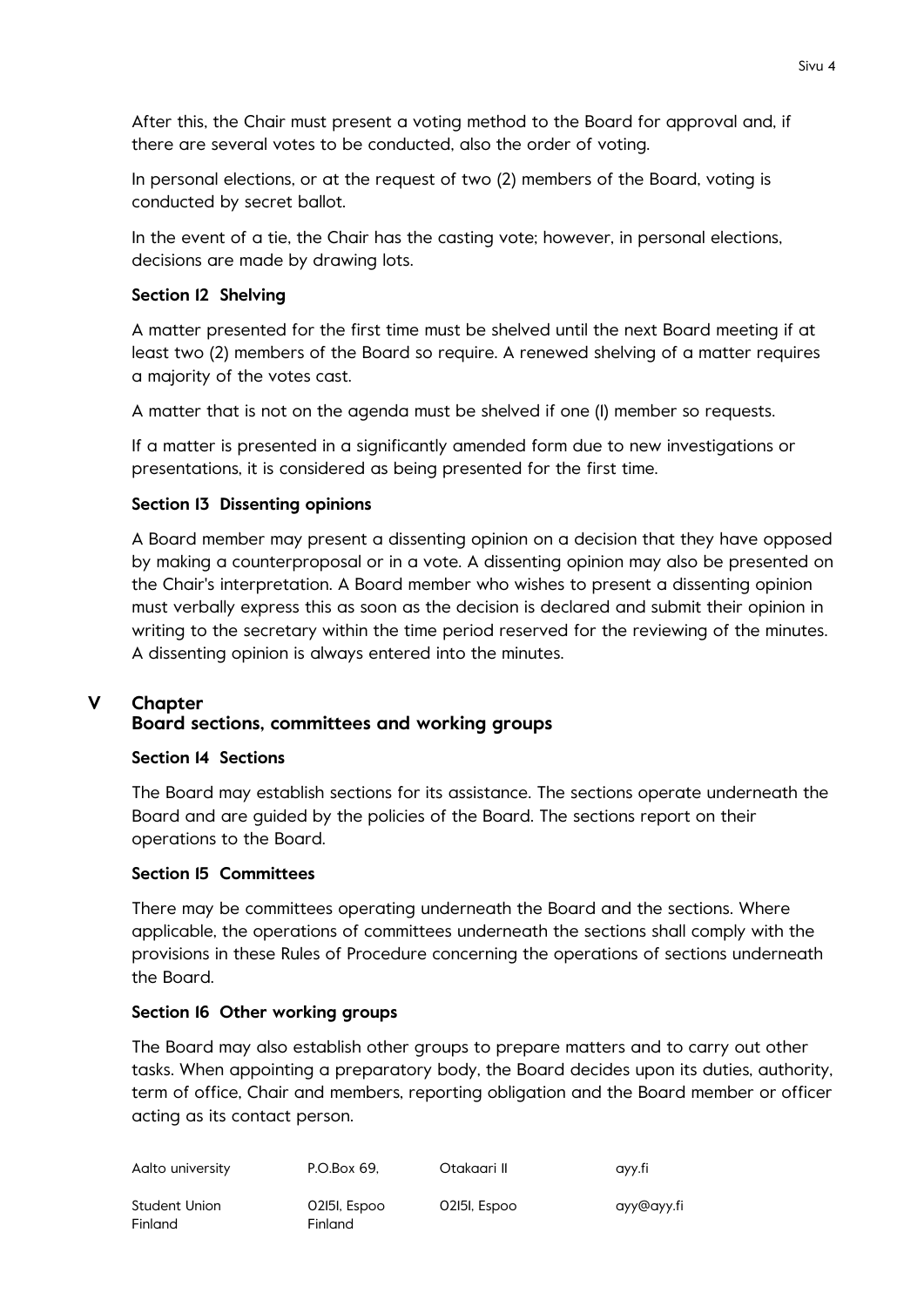After this, the Chair must present a voting method to the Board for approval and, if there are several votes to be conducted, also the order of voting.

In personal elections, or at the request of two (2) members of the Board, voting is conducted by secret ballot.

In the event of a tie, the Chair has the casting vote; however, in personal elections, decisions are made by drawing lots.

### Section 12 Shelving

A matter presented for the first time must be shelved until the next Board meeting if at least two (2) members of the Board so require. A renewed shelving of a matter requires a majority of the votes cast.

A matter that is not on the agenda must be shelved if one (1) member so requests.

If a matter is presented in a significantly amended form due to new investigations or presentations, it is considered as being presented for the first time.

### Section 13 Dissenting opinions

A Board member may present a dissenting opinion on a decision that they have opposed by making a counterproposal or in a vote. A dissenting opinion may also be presented on the Chair's interpretation. A Board member who wishes to present a dissenting opinion must verbally express this as soon as the decision is declared and submit their opinion in writing to the secretary within the time period reserved for the reviewing of the minutes. A dissenting opinion is always entered into the minutes.

## V Chapter
## Board sections, committees and working groups

### Section 14 Sections

The Board may establish sections for its assistance. The sections operate underneath the Board and are guided by the policies of the Board. The sections report on their operations to the Board.

### Section 15 Committees

There may be committees operating underneath the Board and the sections. Where applicable, the operations of committees underneath the sections shall comply with the provisions in these Rules of Procedure concerning the operations of sections underneath the Board.

### Section 16 Other working groups

The Board may also establish other groups to prepare matters and to carry out other tasks. When appointing a preparatory body, the Board decides upon its duties, authority, term of office, Chair and members, reporting obligation and the Board member or officer acting as its contact person.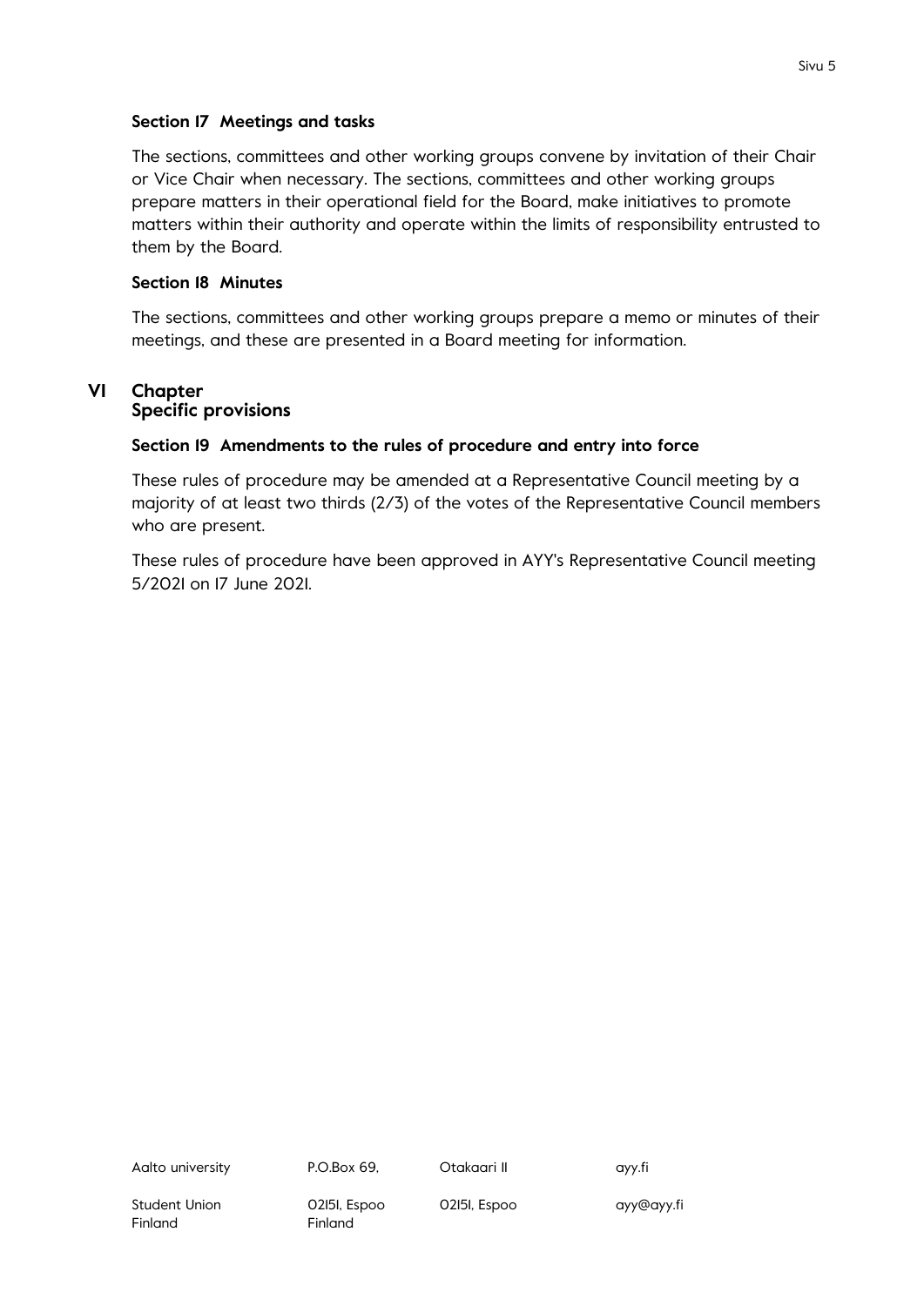### Section 17 Meetings and tasks

The sections, committees and other working groups convene by invitation of their Chair or Vice Chair when necessary. The sections, committees and other working groups prepare matters in their operational field for the Board, make initiatives to promote matters within their authority and operate within the limits of responsibility entrusted to them by the Board.

### Section 18 Minutes

The sections, committees and other working groups prepare a memo or minutes of their meetings, and these are presented in a Board meeting for information.

## VI Chapter Specific provisions

### Section 19 Amendments to the rules of procedure and entry into force

These rules of procedure may be amended at a Representative Council meeting by a majority of at least two thirds (2/3) of the votes of the Representative Council members who are present.

These rules of procedure have been approved in AYY's Representative Council meeting 5/2021 on 17 June 2021.